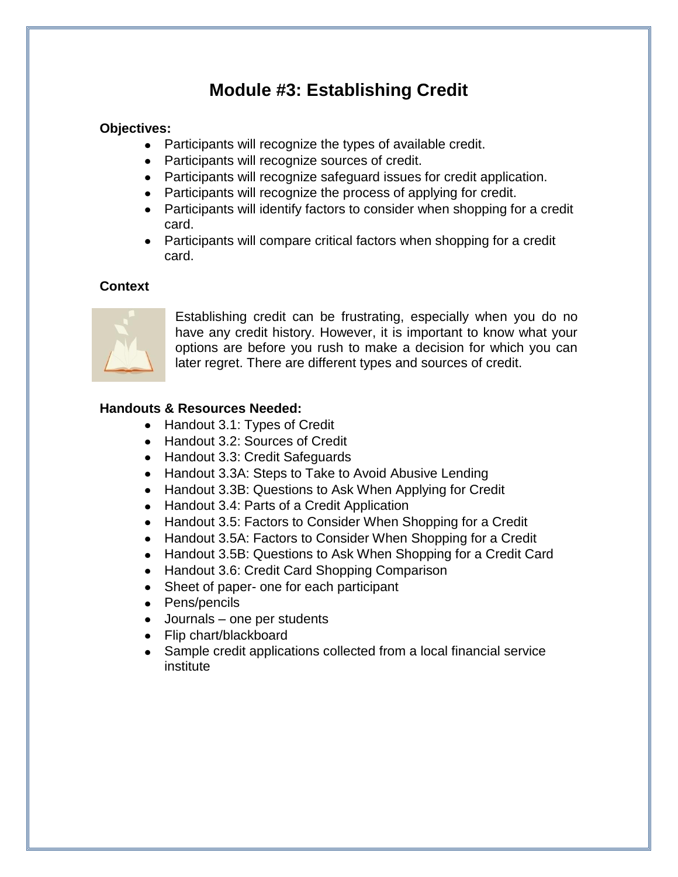# Module #3: Establishing Credit

**Objectives:**

- Participants will recognize the types of available credit.
- Participants will recognize sources of credit.
- Participants will recognize safeguard issues for credit application.
- Participants will recognize the process of applying for credit.
- Participants will identify factors to consider when shopping for a credit card.
- Participants will compare critical factors when shopping for a credit card.

**Context**

Establishing credit can be frustrating, especially when you do no have any credit history. However, it is important to know what your options are before you rush to make a decision for which you can later regret. There are different types and sources of credit.

**Handouts & Resources Needed:**

- Handout 3.1: Types of Credit
- Handout 3.2: Sources of Credit
- Handout 3.3: Credit Safeguards
- Handout 3.3A: Steps to Take to Avoid Abusive Lending
- Handout 3.3B: Questions to Ask When Applying for Credit
- Handout 3.4: Parts of a Credit Application
- Handout 3.5: Factors to Consider When Shopping for a Credit
- Handout 3.5A: Factors to Consider When Shopping for a Credit
- Handout 3.5B: Questions to Ask When Shopping for a Credit Card
- Handout 3.6: Credit Card Shopping Comparison
- Sheet of paper- one for each participant
- Pens/pencils
- Journals – one per students
- Flip chart/blackboard
- Sample credit applications collected from a local financial service institute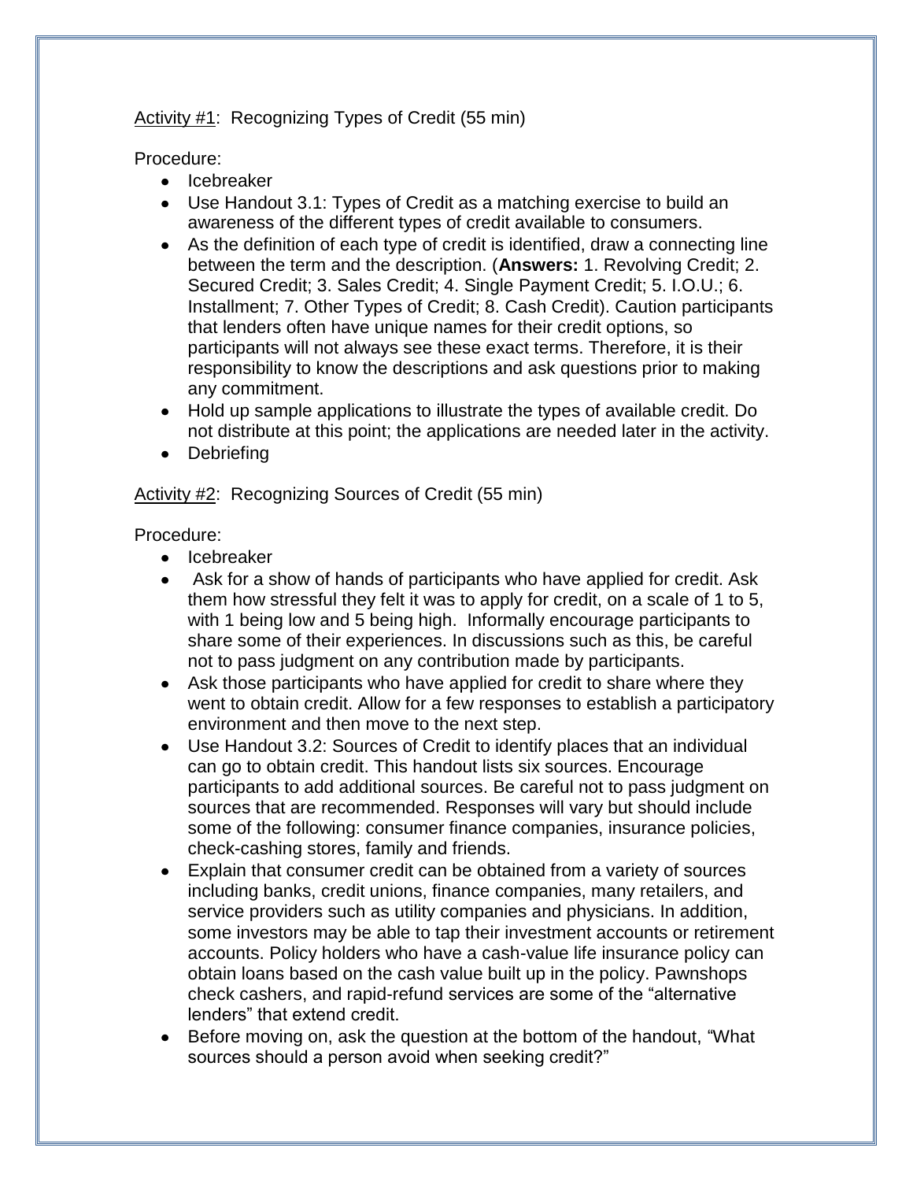Activity #1: Recognizing Types of Credit (55 min)

Procedure:

- Icebreaker
- Use Handout 3.1: Types of Credit as a matching exercise to build an awareness of the different types of credit available to consumers.
- As the definition of each type of credit is identified, draw a connecting line between the term and the description. (**Answers:** 1. Revolving Credit; 2. Secured Credit; 3. Sales Credit; 4. Single Payment Credit; 5. I.O.U.; 6. Installment; 7. Other Types of Credit; 8. Cash Credit). Caution participants that lenders often have unique names for their credit options, so participants will not always see these exact terms. Therefore, it is their responsibility to know the descriptions and ask questions prior to making any commitment.
- Hold up sample applications to illustrate the types of available credit. Do not distribute at this point; the applications are needed later in the activity.
- Debriefing

Activity #2: Recognizing Sources of Credit (55 min)

Procedure:

- Icebreaker
- Ask for a show of hands of participants who have applied for credit. Ask them how stressful they felt it was to apply for credit, on a scale of 1 to 5, with 1 being low and 5 being high. Informally encourage participants to share some of their experiences. In discussions such as this, be careful not to pass judgment on any contribution made by participants.
- Ask those participants who have applied for credit to share where they went to obtain credit. Allow for a few responses to establish a participatory environment and then move to the next step.
- Use Handout 3.2: Sources of Credit to identify places that an individual can go to obtain credit. This handout lists six sources. Encourage participants to add additional sources. Be careful not to pass judgment on sources that are recommended. Responses will vary but should include some of the following: consumer finance companies, insurance policies, check-cashing stores, family and friends.
- Explain that consumer credit can be obtained from a variety of sources including banks, credit unions, finance companies, many retailers, and service providers such as utility companies and physicians. In addition, some investors may be able to tap their investment accounts or retirement accounts. Policy holders who have a cash-value life insurance policy can obtain loans based on the cash value built up in the policy. Pawnshops check cashers, and rapid-refund services are some of the "alternative lenders" that extend credit.
- Before moving on, ask the question at the bottom of the handout, "What sources should a person avoid when seeking credit?"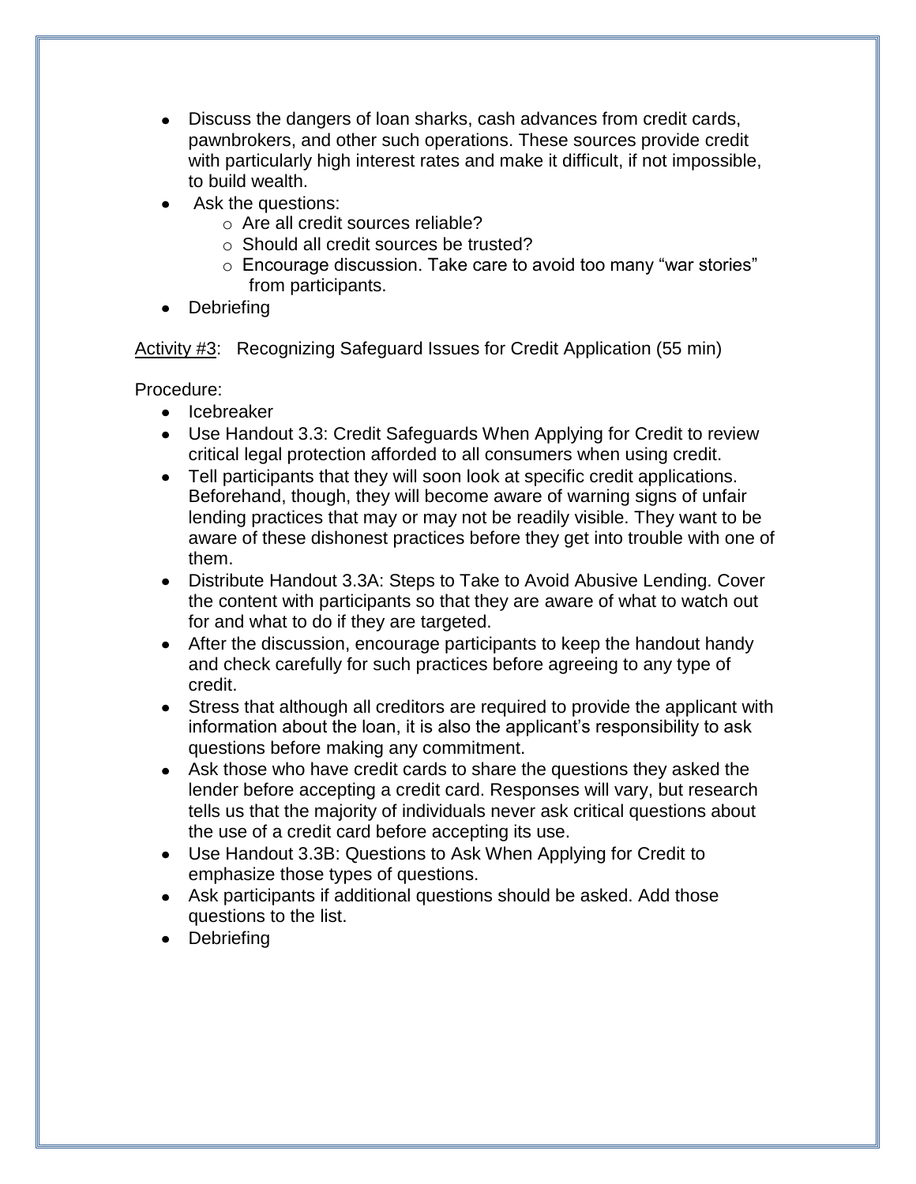- Discuss the dangers of loan sharks, cash advances from credit cards, pawnbrokers, and other such operations. These sources provide credit with particularly high interest rates and make it difficult, if not impossible, to build wealth.
- Ask the questions:
  - Are all credit sources reliable?
  - Should all credit sources be trusted?
  - Encourage discussion. Take care to avoid too many "war stories" from participants.
- Debriefing

<u>Activity #3</u>: Recognizing Safeguard Issues for Credit Application (55 min)

Procedure:

- Icebreaker
- Use Handout 3.3: Credit Safeguards When Applying for Credit to review critical legal protection afforded to all consumers when using credit.
- Tell participants that they will soon look at specific credit applications. Beforehand, though, they will become aware of warning signs of unfair lending practices that may or may not be readily visible. They want to be aware of these dishonest practices before they get into trouble with one of them.
- Distribute Handout 3.3A: Steps to Take to Avoid Abusive Lending. Cover the content with participants so that they are aware of what to watch out for and what to do if they are targeted.
- After the discussion, encourage participants to keep the handout handy and check carefully for such practices before agreeing to any type of credit.
- Stress that although all creditors are required to provide the applicant with information about the loan, it is also the applicant's responsibility to ask questions before making any commitment.
- Ask those who have credit cards to share the questions they asked the lender before accepting a credit card. Responses will vary, but research tells us that the majority of individuals never ask critical questions about the use of a credit card before accepting its use.
- Use Handout 3.3B: Questions to Ask When Applying for Credit to emphasize those types of questions.
- Ask participants if additional questions should be asked. Add those questions to the list.
- Debriefing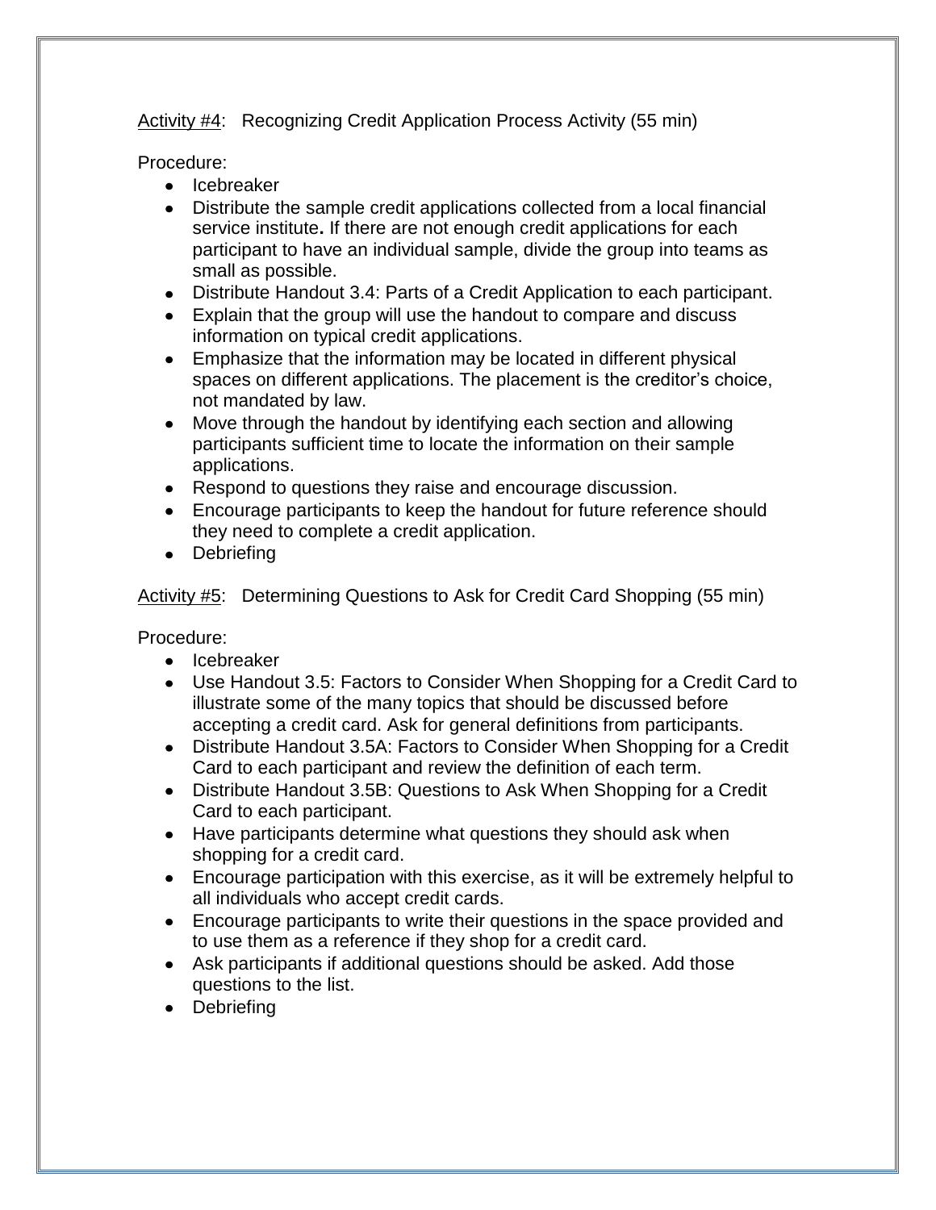Activity #4: Recognizing Credit Application Process Activity (55 min)

Procedure:

- Icebreaker
- Distribute the sample credit applications collected from a local financial service institute**.** If there are not enough credit applications for each participant to have an individual sample, divide the group into teams as small as possible.
- Distribute Handout 3.4: Parts of a Credit Application to each participant.
- Explain that the group will use the handout to compare and discuss information on typical credit applications.
- Emphasize that the information may be located in different physical spaces on different applications. The placement is the creditor's choice, not mandated by law.
- Move through the handout by identifying each section and allowing participants sufficient time to locate the information on their sample applications.
- Respond to questions they raise and encourage discussion.
- Encourage participants to keep the handout for future reference should they need to complete a credit application.
- Debriefing

Activity #5: Determining Questions to Ask for Credit Card Shopping (55 min)

Procedure:

- Icebreaker
- Use Handout 3.5: Factors to Consider When Shopping for a Credit Card to illustrate some of the many topics that should be discussed before accepting a credit card. Ask for general definitions from participants.
- Distribute Handout 3.5A: Factors to Consider When Shopping for a Credit Card to each participant and review the definition of each term.
- Distribute Handout 3.5B: Questions to Ask When Shopping for a Credit Card to each participant.
- Have participants determine what questions they should ask when shopping for a credit card.
- Encourage participation with this exercise, as it will be extremely helpful to all individuals who accept credit cards.
- Encourage participants to write their questions in the space provided and to use them as a reference if they shop for a credit card.
- Ask participants if additional questions should be asked. Add those questions to the list.
- Debriefing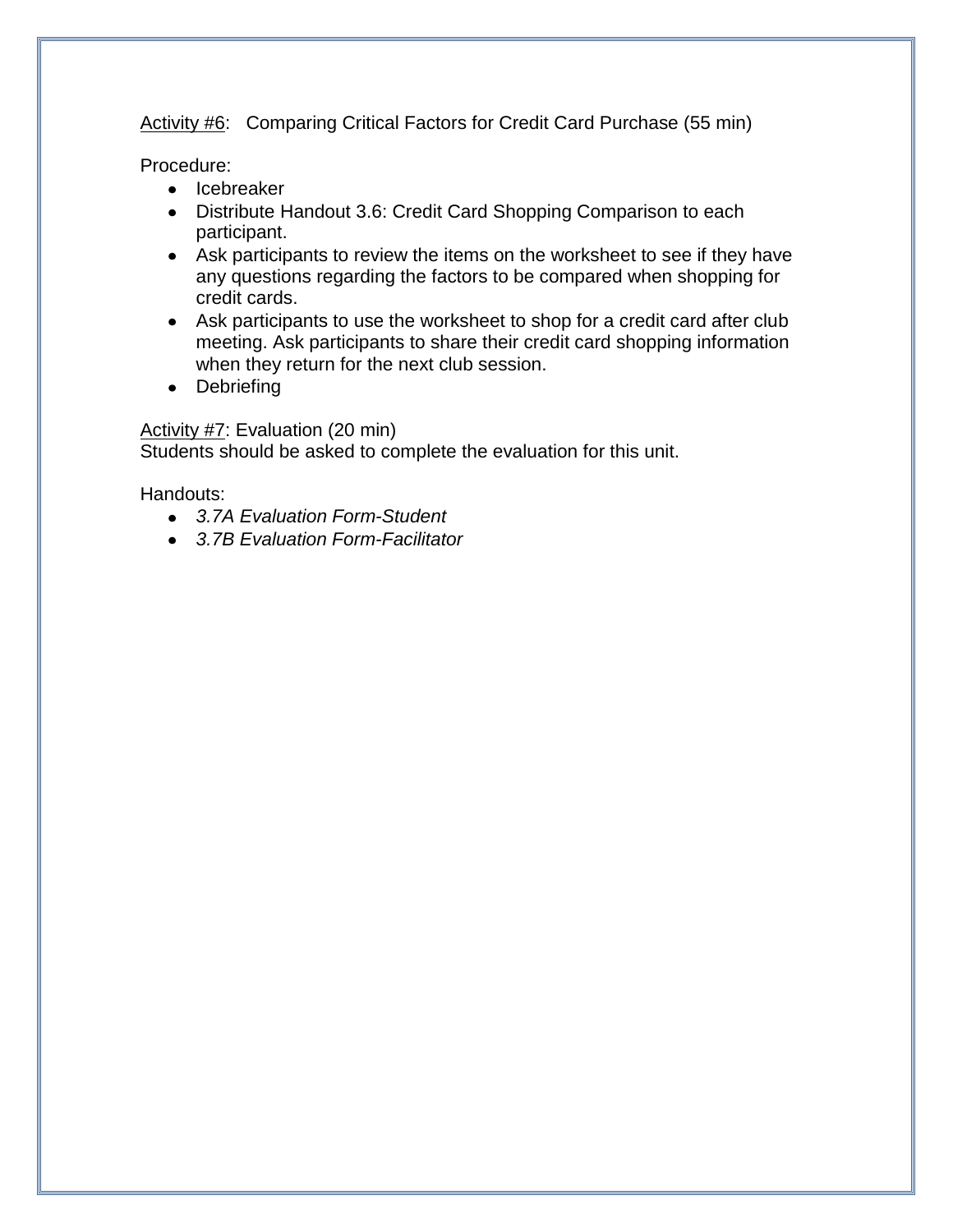Activity #6: Comparing Critical Factors for Credit Card Purchase (55 min)

Procedure:

- Icebreaker
- Distribute Handout 3.6: Credit Card Shopping Comparison to each participant.
- Ask participants to review the items on the worksheet to see if they have any questions regarding the factors to be compared when shopping for credit cards.
- Ask participants to use the worksheet to shop for a credit card after club meeting. Ask participants to share their credit card shopping information when they return for the next club session.
- Debriefing

Activity #7: Evaluation (20 min)
Students should be asked to complete the evaluation for this unit.

Handouts:

- *3.7A Evaluation Form-Student*
- *3.7B Evaluation Form-Facilitator*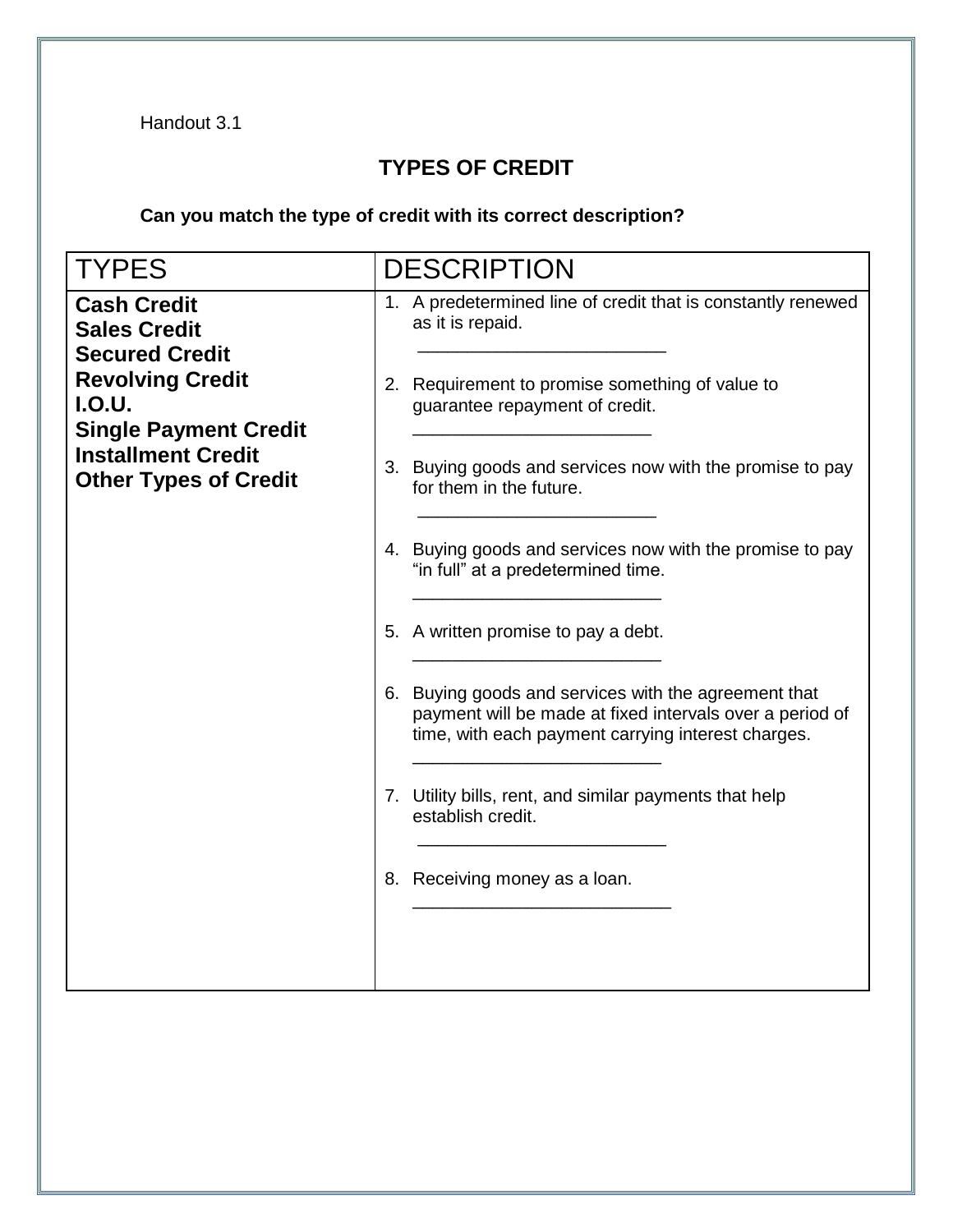Handout 3.1

## TYPES OF CREDIT

**Can you match the type of credit with its correct description?**

| TYPES | DESCRIPTION |
|---|---|
| **Cash Credit**<br>**Sales Credit**<br>**Secured Credit**<br>**Revolving Credit**<br>**I.O.U.**<br>**Single Payment Credit**<br>**Installment Credit**<br>**Other Types of Credit** | 1. A predetermined line of credit that is constantly renewed as it is repaid.<br>\_\_\_\_\_\_\_\_\_\_\_\_\_\_\_\_\_\_\_\_\_\_\_\_\_<br><br>2. Requirement to promise something of value to guarantee repayment of credit.<br>\_\_\_\_\_\_\_\_\_\_\_\_\_\_\_\_\_\_\_\_\_\_\_\_<br><br>3. Buying goods and services now with the promise to pay for them in the future.<br>\_\_\_\_\_\_\_\_\_\_\_\_\_\_\_\_\_\_\_\_\_\_\_\_<br><br>4. Buying goods and services now with the promise to pay "in full" at a predetermined time.<br>\_\_\_\_\_\_\_\_\_\_\_\_\_\_\_\_\_\_\_\_\_\_\_\_\_<br><br>5. A written promise to pay a debt.<br>\_\_\_\_\_\_\_\_\_\_\_\_\_\_\_\_\_\_\_\_\_\_\_\_\_<br><br>6. Buying goods and services with the agreement that payment will be made at fixed intervals over a period of time, with each payment carrying interest charges.<br>\_\_\_\_\_\_\_\_\_\_\_\_\_\_\_\_\_\_\_\_\_\_\_\_\_<br><br>7. Utility bills, rent, and similar payments that help establish credit.<br>\_\_\_\_\_\_\_\_\_\_\_\_\_\_\_\_\_\_\_\_\_\_\_\_\_<br><br>8. Receiving money as a loan.<br>\_\_\_\_\_\_\_\_\_\_\_\_\_\_\_\_\_\_\_\_\_\_\_\_\_\_ |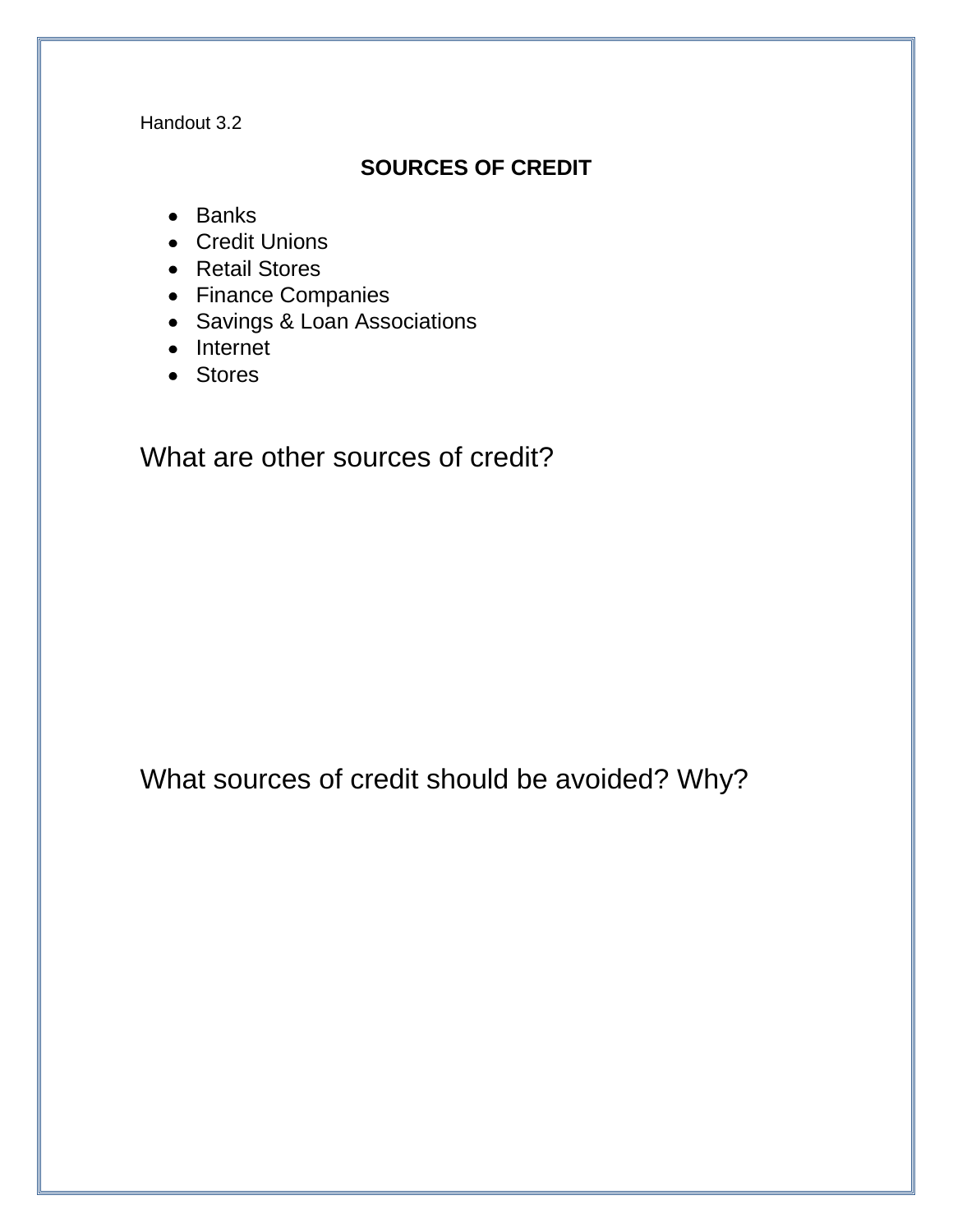Handout 3.2

## SOURCES OF CREDIT

- Banks
- Credit Unions
- Retail Stores
- Finance Companies
- Savings & Loan Associations
- Internet
- Stores

What are other sources of credit?

What sources of credit should be avoided? Why?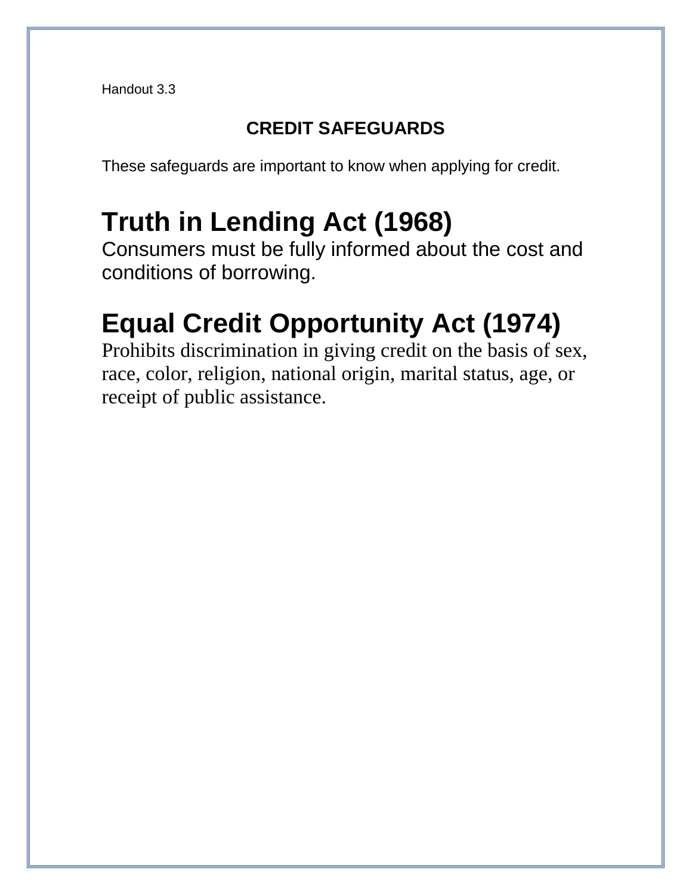Handout 3.3

# CREDIT SAFEGUARDS

These safeguards are important to know when applying for credit.

## Truth in Lending Act (1968)

Consumers must be fully informed about the cost and conditions of borrowing.

## Equal Credit Opportunity Act (1974)

Prohibits discrimination in giving credit on the basis of sex, race, color, religion, national origin, marital status, age, or receipt of public assistance.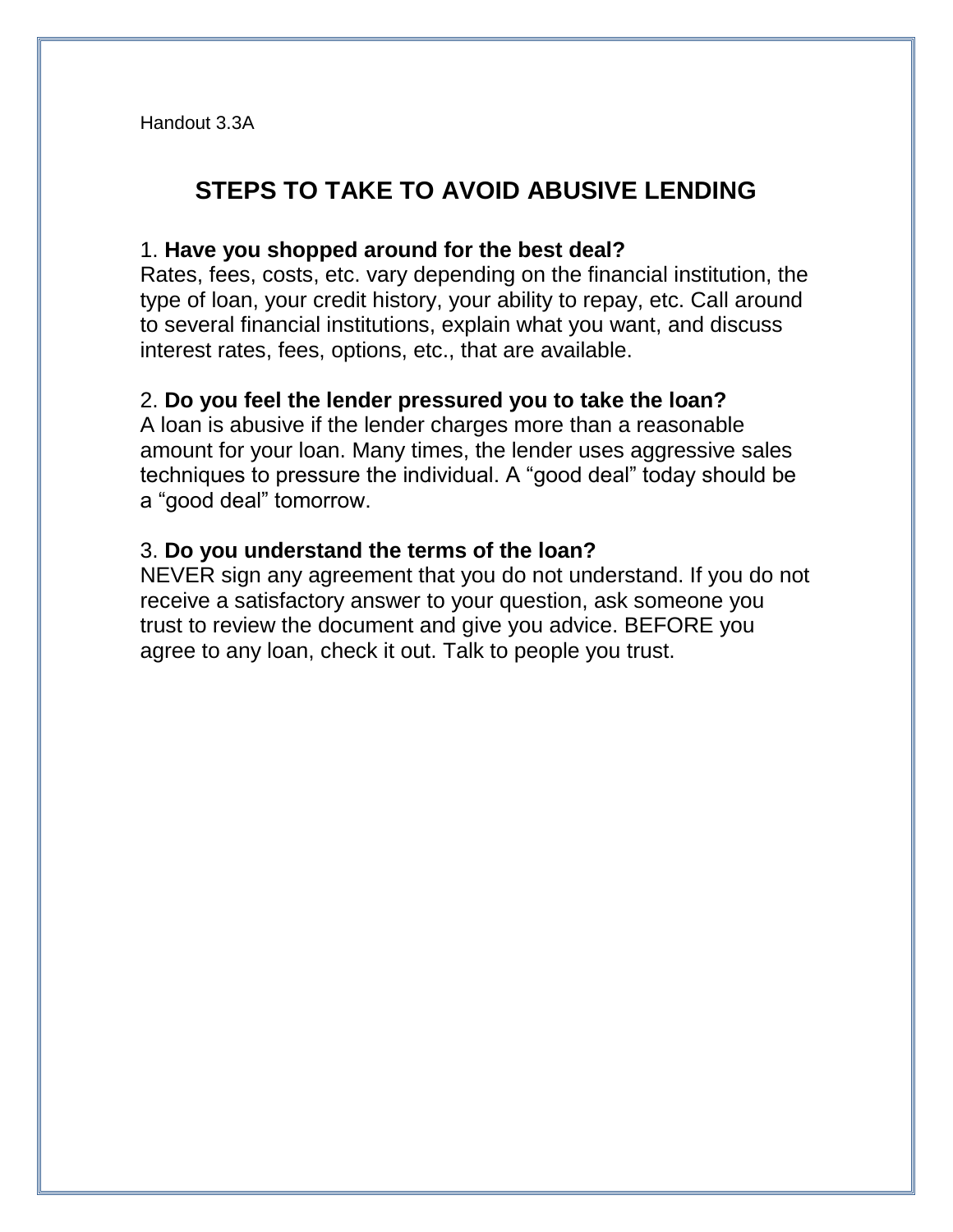Handout 3.3A

# STEPS TO TAKE TO AVOID ABUSIVE LENDING

1. **Have you shopped around for the best deal?**
Rates, fees, costs, etc. vary depending on the financial institution, the type of loan, your credit history, your ability to repay, etc. Call around to several financial institutions, explain what you want, and discuss interest rates, fees, options, etc., that are available.

2. **Do you feel the lender pressured you to take the loan?**
A loan is abusive if the lender charges more than a reasonable amount for your loan. Many times, the lender uses aggressive sales techniques to pressure the individual. A "good deal" today should be a "good deal" tomorrow.

3. **Do you understand the terms of the loan?**
NEVER sign any agreement that you do not understand. If you do not receive a satisfactory answer to your question, ask someone you trust to review the document and give you advice. BEFORE you agree to any loan, check it out. Talk to people you trust.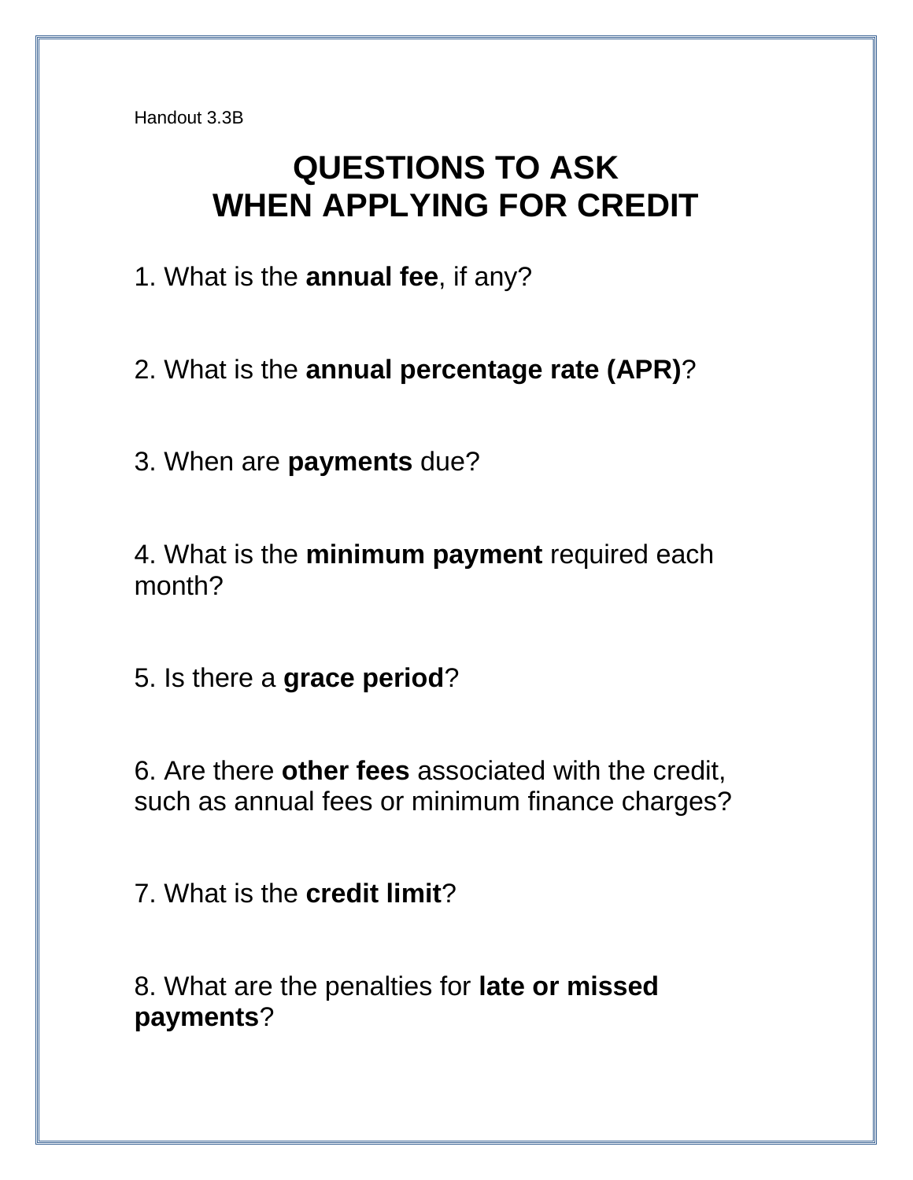Handout 3.3B

# QUESTIONS TO ASK WHEN APPLYING FOR CREDIT

1. What is the **annual fee**, if any?

2. What is the **annual percentage rate (APR)**?

3. When are **payments** due?

4. What is the **minimum payment** required each month?

5. Is there a **grace period**?

6. Are there **other fees** associated with the credit, such as annual fees or minimum finance charges?

7. What is the **credit limit**?

8. What are the penalties for **late or missed payments**?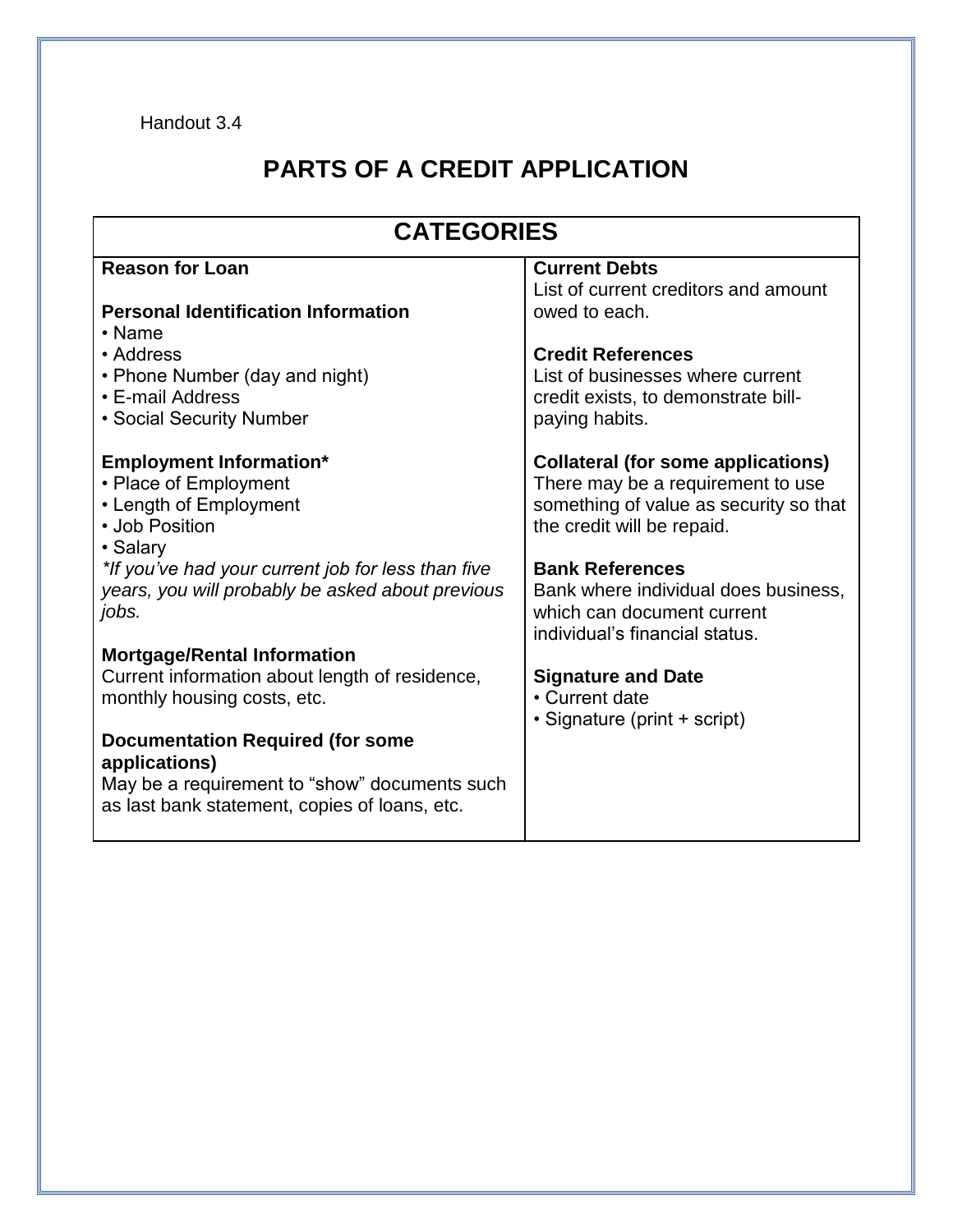Handout 3.4

# PARTS OF A CREDIT APPLICATION

## CATEGORIES

**Reason for Loan**

**Personal Identification Information**

- Name
- Address
- Phone Number (day and night)
- E-mail Address
- Social Security Number

**Employment Information***

- Place of Employment
- Length of Employment
- Job Position
- Salary

*\*If you've had your current job for less than five years, you will probably be asked about previous jobs.*

**Mortgage/Rental Information**

Current information about length of residence, monthly housing costs, etc.

**Documentation Required (for some applications)**

May be a requirement to "show" documents such as last bank statement, copies of loans, etc.

**Current Debts**

List of current creditors and amount owed to each.

**Credit References**

List of businesses where current credit exists, to demonstrate bill-paying habits.

**Collateral (for some applications)**

There may be a requirement to use something of value as security so that the credit will be repaid.

**Bank References**

Bank where individual does business, which can document current individual's financial status.

**Signature and Date**

- Current date
- Signature (print + script)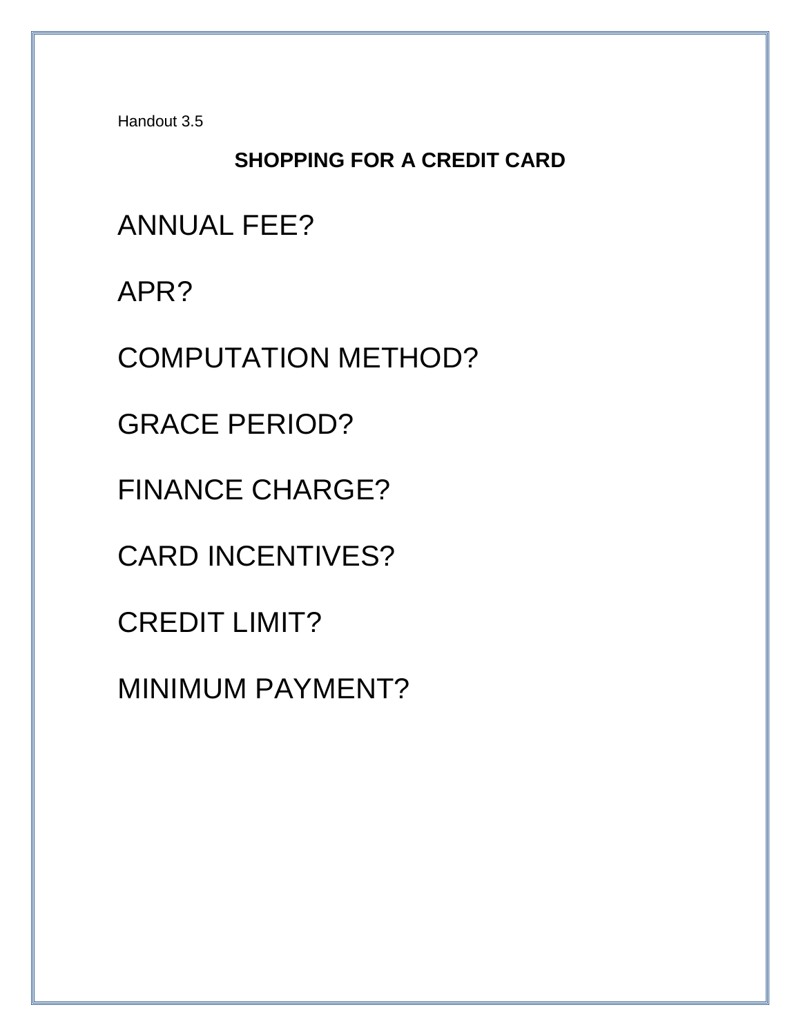Handout 3.5

## SHOPPING FOR A CREDIT CARD

ANNUAL FEE?

APR?

COMPUTATION METHOD?

GRACE PERIOD?

FINANCE CHARGE?

CARD INCENTIVES?

CREDIT LIMIT?

MINIMUM PAYMENT?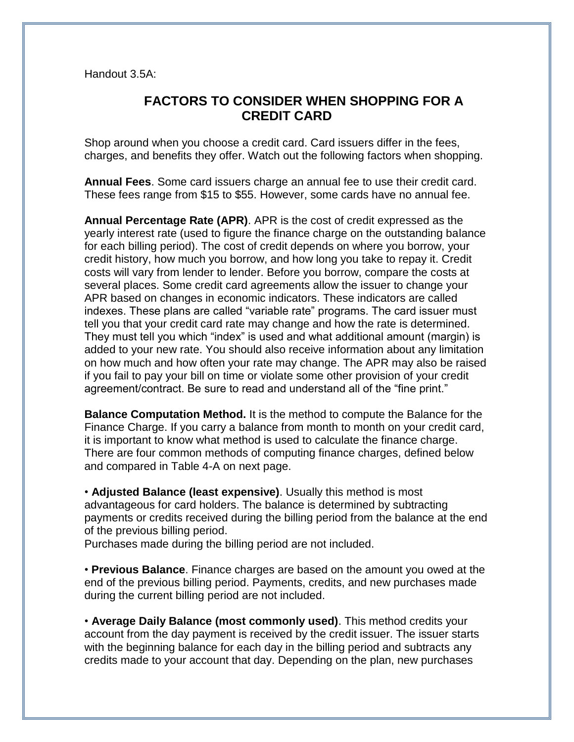Handout 3.5A:

## FACTORS TO CONSIDER WHEN SHOPPING FOR A CREDIT CARD

Shop around when you choose a credit card. Card issuers differ in the fees, charges, and benefits they offer. Watch out the following factors when shopping.

**Annual Fees**. Some card issuers charge an annual fee to use their credit card. These fees range from $15 to $55. However, some cards have no annual fee.

**Annual Percentage Rate (APR)**. APR is the cost of credit expressed as the yearly interest rate (used to figure the finance charge on the outstanding balance for each billing period). The cost of credit depends on where you borrow, your credit history, how much you borrow, and how long you take to repay it. Credit costs will vary from lender to lender. Before you borrow, compare the costs at several places. Some credit card agreements allow the issuer to change your APR based on changes in economic indicators. These indicators are called indexes. These plans are called "variable rate" programs. The card issuer must tell you that your credit card rate may change and how the rate is determined. They must tell you which "index" is used and what additional amount (margin) is added to your new rate. You should also receive information about any limitation on how much and how often your rate may change. The APR may also be raised if you fail to pay your bill on time or violate some other provision of your credit agreement/contract. Be sure to read and understand all of the "fine print."

**Balance Computation Method.** It is the method to compute the Balance for the Finance Charge. If you carry a balance from month to month on your credit card, it is important to know what method is used to calculate the finance charge. There are four common methods of computing finance charges, defined below and compared in Table 4-A on next page.

- **Adjusted Balance (least expensive)**. Usually this method is most advantageous for card holders. The balance is determined by subtracting payments or credits received during the billing period from the balance at the end of the previous billing period.
  Purchases made during the billing period are not included.

- **Previous Balance**. Finance charges are based on the amount you owed at the end of the previous billing period. Payments, credits, and new purchases made during the current billing period are not included.

- **Average Daily Balance (most commonly used)**. This method credits your account from the day payment is received by the credit issuer. The issuer starts with the beginning balance for each day in the billing period and subtracts any credits made to your account that day. Depending on the plan, new purchases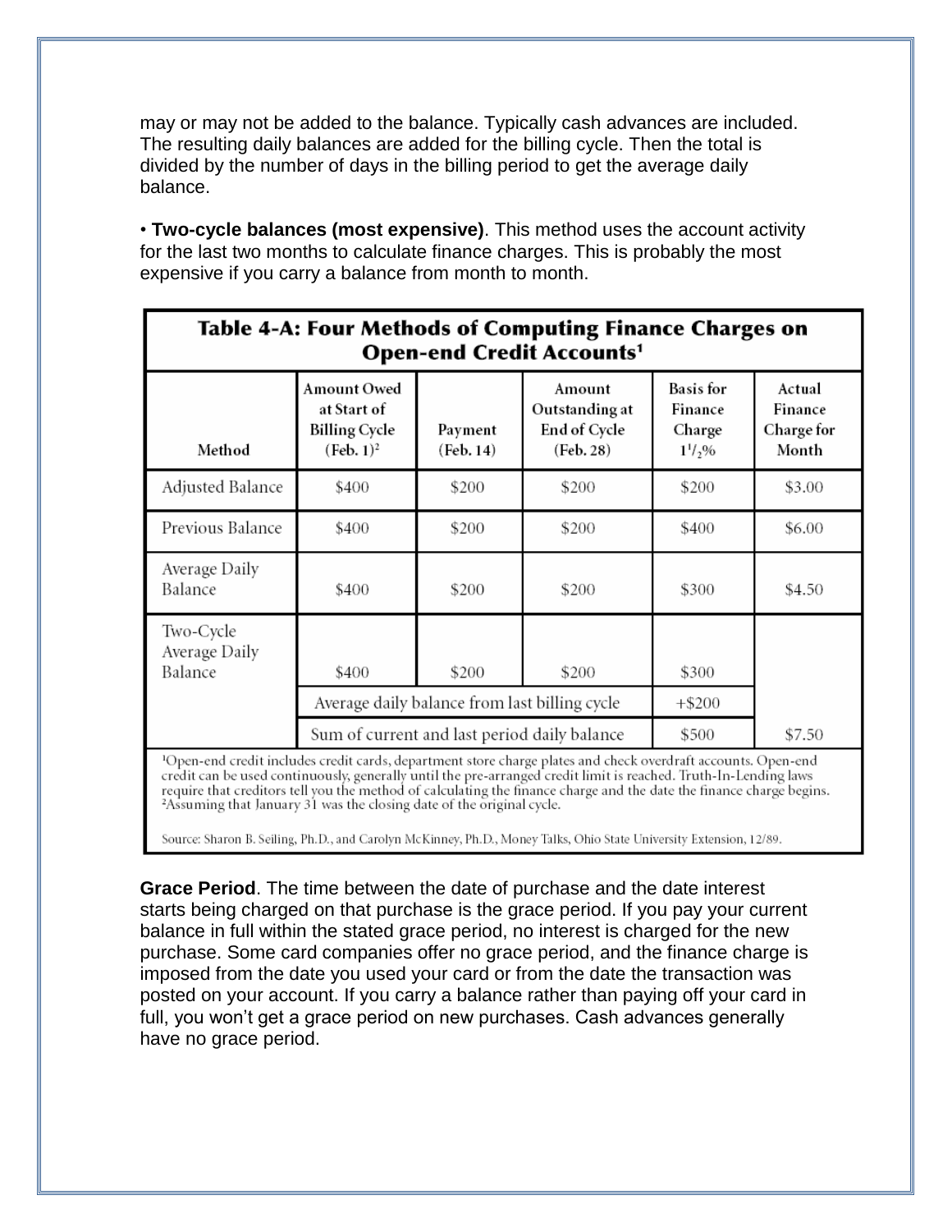may or may not be added to the balance. Typically cash advances are included. The resulting daily balances are added for the billing cycle. Then the total is divided by the number of days in the billing period to get the average daily balance.

• **Two-cycle balances (most expensive)**. This method uses the account activity for the last two months to calculate finance charges. This is probably the most expensive if you carry a balance from month to month.

**Table 4-A: Four Methods of Computing Finance Charges on Open-end Credit Accounts[1]**

| Method | Amount Owed at Start of Billing Cycle (Feb. 1)[2] | Payment (Feb. 14) | Amount Outstanding at End of Cycle (Feb. 28) | Basis for Finance Charge $1\frac{1}{2}\%$ | Actual Finance Charge for Month |
|---|---|---|---|---|---|
| Adjusted Balance | $400 | $200 | $200 | $200 | $3.00 |
| Previous Balance | $400 | $200 | $200 | $400 | $6.00 |
| Average Daily Balance | $400 | $200 | $200 | $300 | $4.50 |
| Two-Cycle Average Daily Balance | $400 | $200 | $200 | $300 | |
| | Average daily balance from last billing cycle | | | +$200 | |
| | Sum of current and last period daily balance | | | $500 | $7.50 |

[1]Open-end credit includes credit cards, department store charge plates and check overdraft accounts. Open-end credit can be used continuously, generally until the pre-arranged credit limit is reached. Truth-In-Lending laws require that creditors tell you the method of calculating the finance charge and the date the finance charge begins.
[2]Assuming that January 31 was the closing date of the original cycle.

Source: Sharon B. Seiling, Ph.D., and Carolyn McKinney, Ph.D., Money Talks, Ohio State University Extension, 12/89.

**Grace Period**. The time between the date of purchase and the date interest starts being charged on that purchase is the grace period. If you pay your current balance in full within the stated grace period, no interest is charged for the new purchase. Some card companies offer no grace period, and the finance charge is imposed from the date you used your card or from the date the transaction was posted on your account. If you carry a balance rather than paying off your card in full, you won't get a grace period on new purchases. Cash advances generally have no grace period.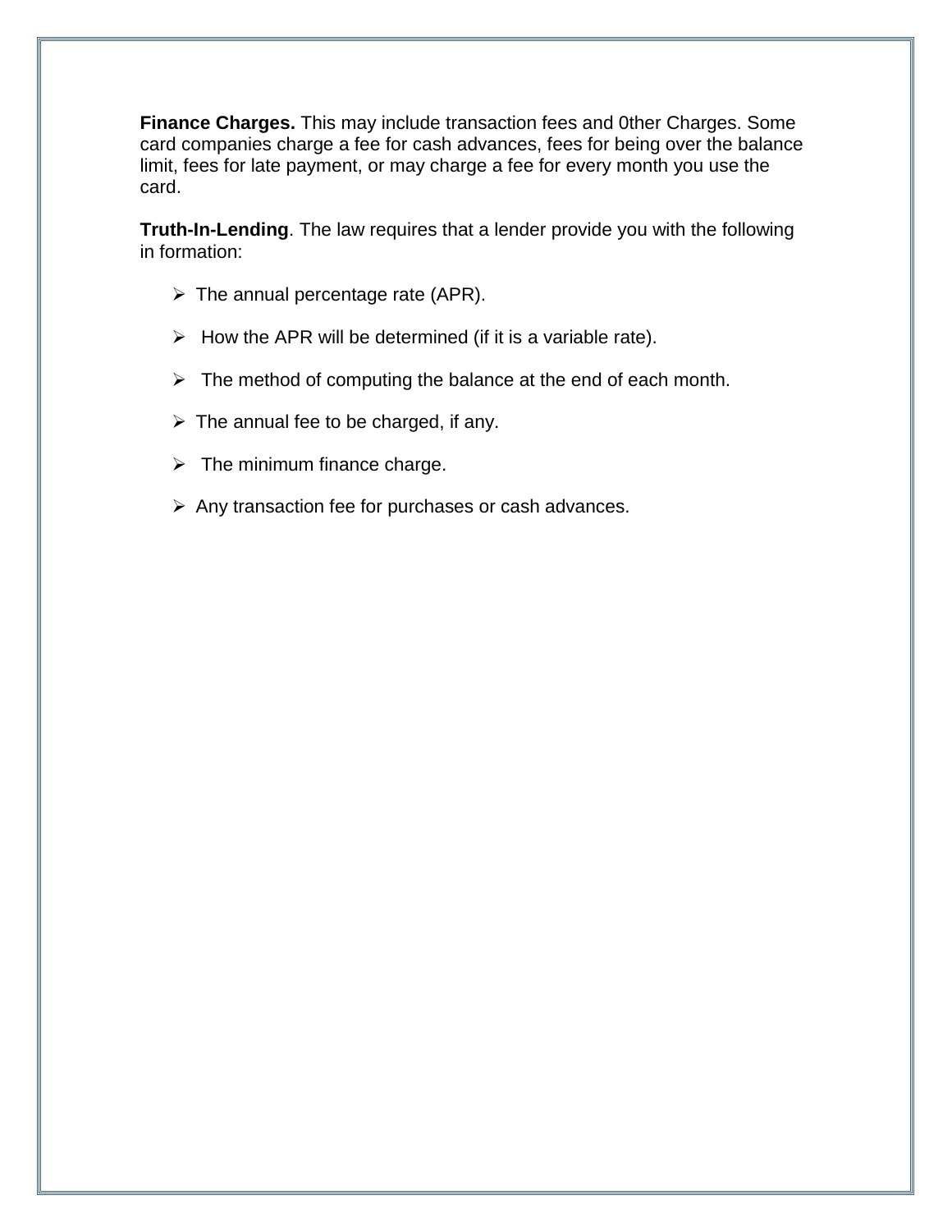**Finance Charges.** This may include transaction fees and 0ther Charges. Some card companies charge a fee for cash advances, fees for being over the balance limit, fees for late payment, or may charge a fee for every month you use the card.

**Truth-In-Lending**. The law requires that a lender provide you with the following in formation:

- The annual percentage rate (APR).
- How the APR will be determined (if it is a variable rate).
- The method of computing the balance at the end of each month.
- The annual fee to be charged, if any.
- The minimum finance charge.
- Any transaction fee for purchases or cash advances.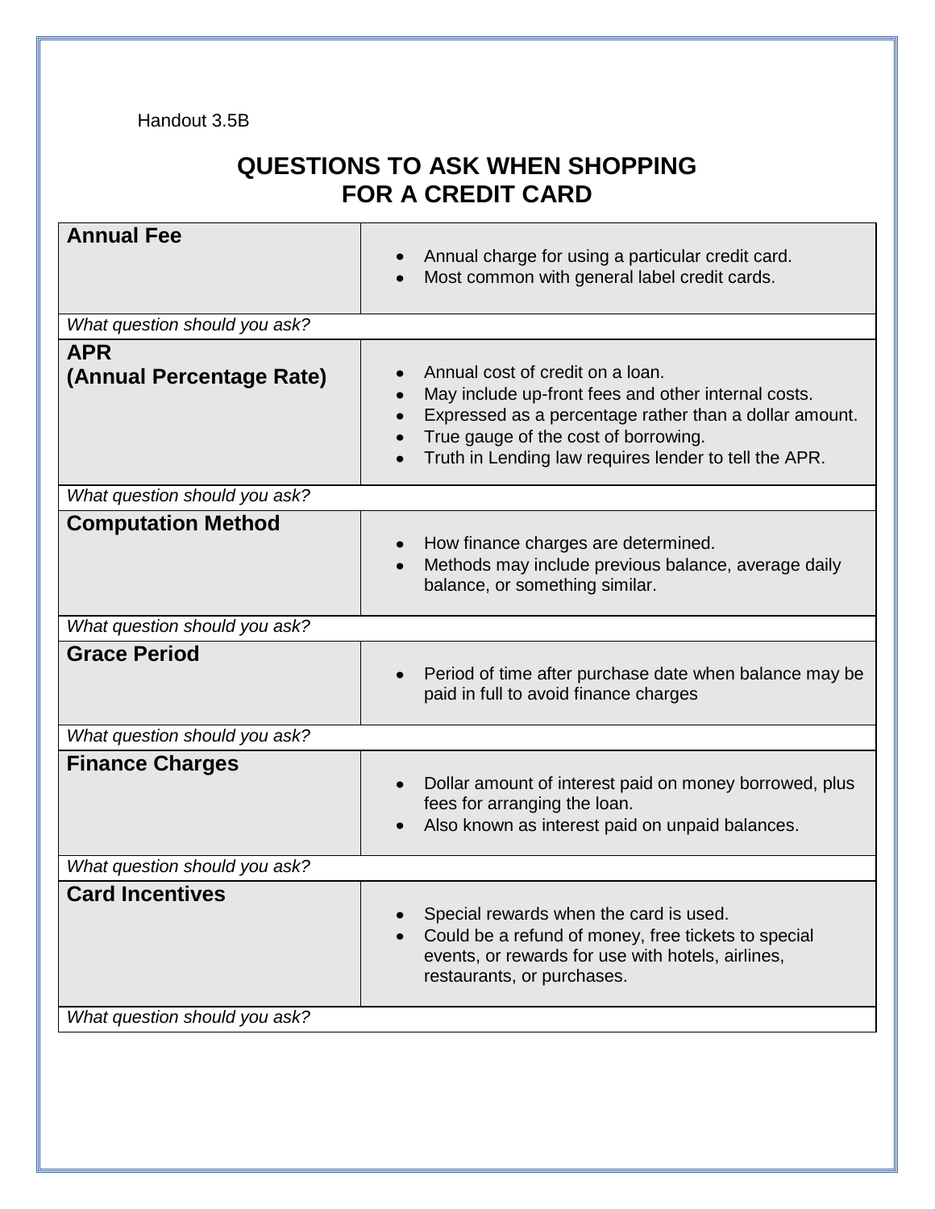Handout 3.5B

# QUESTIONS TO ASK WHEN SHOPPING FOR A CREDIT CARD

| **Annual Fee** | • Annual charge for using a particular credit card.<br>• Most common with general label credit cards. |
|---|---|
| *What question should you ask?* | |
| **APR (Annual Percentage Rate)** | • Annual cost of credit on a loan.<br>• May include up-front fees and other internal costs.<br>• Expressed as a percentage rather than a dollar amount.<br>• True gauge of the cost of borrowing.<br>• Truth in Lending law requires lender to tell the APR. |
| *What question should you ask?* | |
| **Computation Method** | • How finance charges are determined.<br>• Methods may include previous balance, average daily balance, or something similar. |
| *What question should you ask?* | |
| **Grace Period** | • Period of time after purchase date when balance may be paid in full to avoid finance charges |
| *What question should you ask?* | |
| **Finance Charges** | • Dollar amount of interest paid on money borrowed, plus fees for arranging the loan.<br>• Also known as interest paid on unpaid balances. |
| *What question should you ask?* | |
| **Card Incentives** | • Special rewards when the card is used.<br>• Could be a refund of money, free tickets to special events, or rewards for use with hotels, airlines, restaurants, or purchases. |
| *What question should you ask?* | |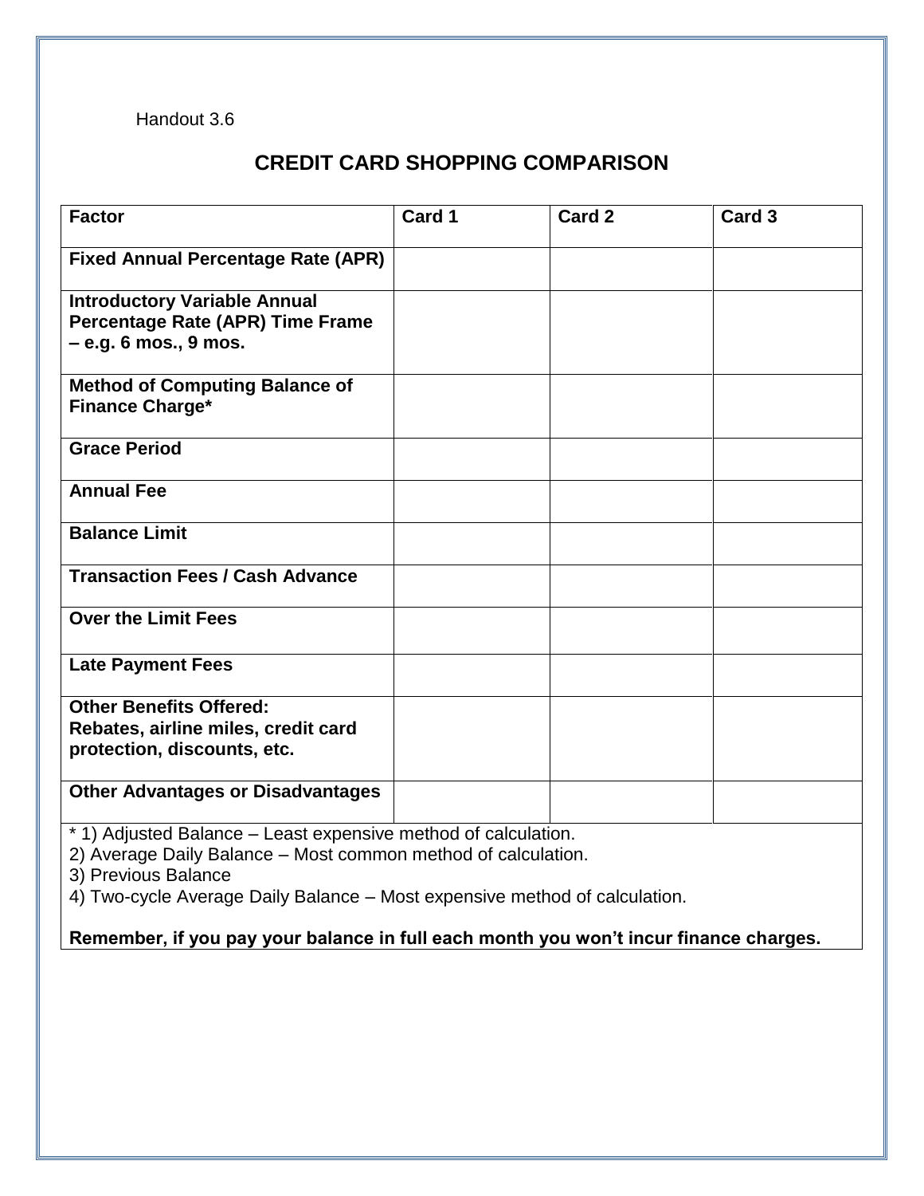Handout 3.6

# CREDIT CARD SHOPPING COMPARISON

| Factor | Card 1 | Card 2 | Card 3 |
|---|---|---|---|
| **Fixed Annual Percentage Rate (APR)** | | | |
| **Introductory Variable Annual Percentage Rate (APR) Time Frame – e.g. 6 mos., 9 mos.** | | | |
| **Method of Computing Balance of Finance Charge*** | | | |
| **Grace Period** | | | |
| **Annual Fee** | | | |
| **Balance Limit** | | | |
| **Transaction Fees / Cash Advance** | | | |
| **Over the Limit Fees** | | | |
| **Late Payment Fees** | | | |
| **Other Benefits Offered: Rebates, airline miles, credit card protection, discounts, etc.** | | | |
| **Other Advantages or Disadvantages** | | | |

* 1) Adjusted Balance – Least expensive method of calculation.
2) Average Daily Balance – Most common method of calculation.
3) Previous Balance
4) Two-cycle Average Daily Balance – Most expensive method of calculation.

**Remember, if you pay your balance in full each month you won't incur finance charges.**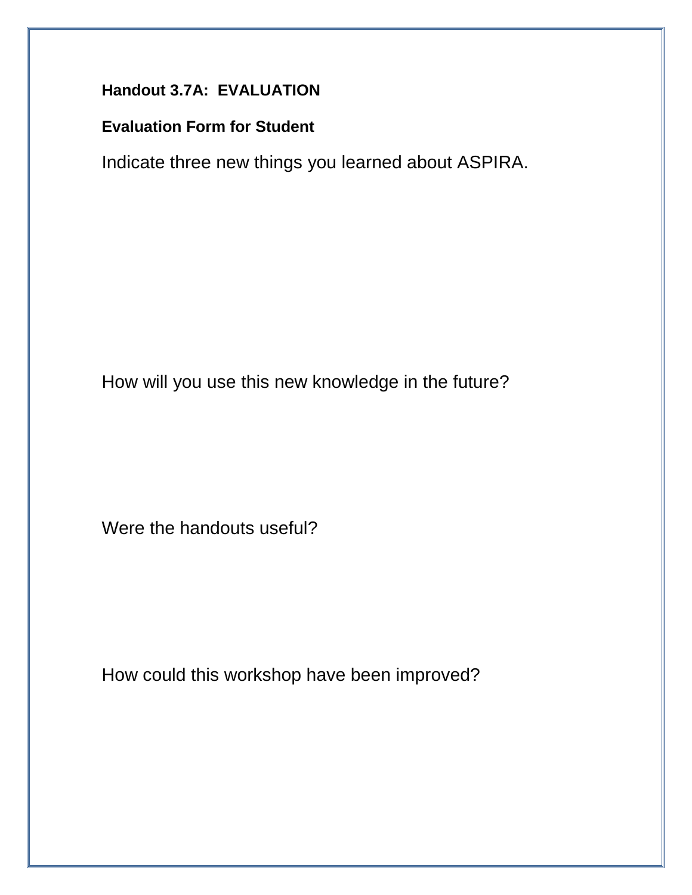**Handout 3.7A: EVALUATION**

**Evaluation Form for Student**

Indicate three new things you learned about ASPIRA.

How will you use this new knowledge in the future?

Were the handouts useful?

How could this workshop have been improved?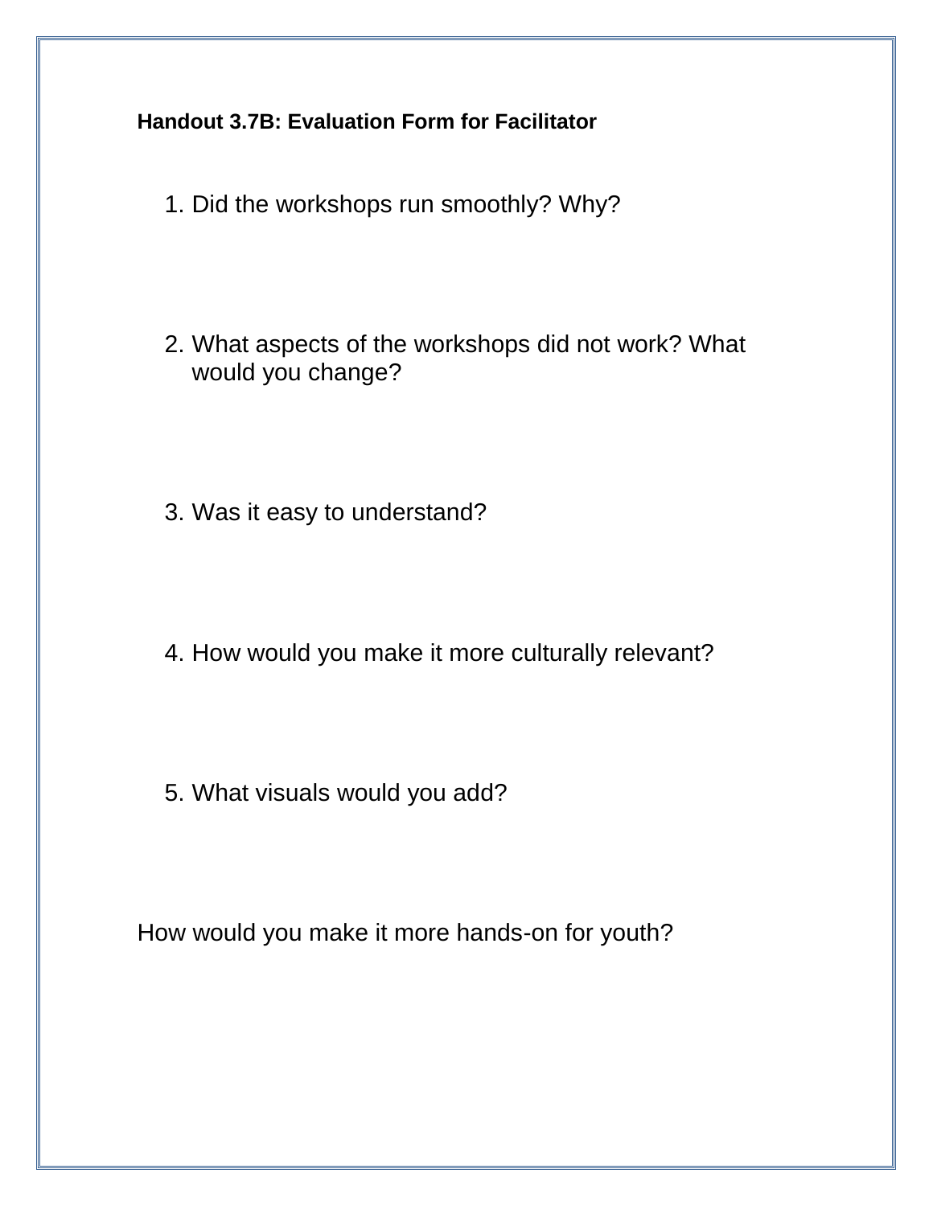**Handout 3.7B: Evaluation Form for Facilitator**

1. Did the workshops run smoothly? Why?

2. What aspects of the workshops did not work? What would you change?

3. Was it easy to understand?

4. How would you make it more culturally relevant?

5. What visuals would you add?

How would you make it more hands-on for youth?